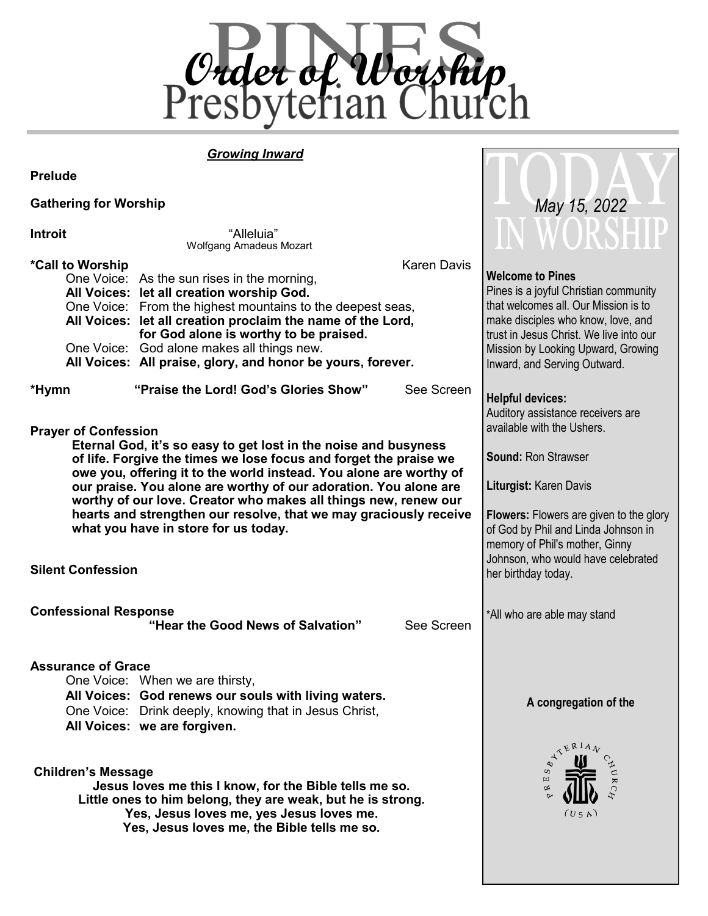# Order of Worship

## Pines Presbyterian Church

### *Growing Inward*

**Prelude**

**Gathering for Worship**

**Introit** — "Alleluia"
Wolfgang Amadeus Mozart

**\*Call to Worship** — Karen Davis

One Voice: As the sun rises in the morning,
**All Voices: let all creation worship God.**
One Voice: From the highest mountains to the deepest seas,
**All Voices: let all creation proclaim the name of the Lord, for God alone is worthy to be praised.**
One Voice: God alone makes all things new.
**All Voices: All praise, glory, and honor be yours, forever.**

**\*Hymn** — **"Praise the Lord! God's Glories Show"** — See Screen

**Prayer of Confession**

**Eternal God, it's so easy to get lost in the noise and busyness of life. Forgive the times we lose focus and forget the praise we owe you, offering it to the world instead. You alone are worthy of our praise. You alone are worthy of our adoration. You alone are worthy of our love. Creator who makes all things new, renew our hearts and strengthen our resolve, that we may graciously receive what you have in store for us today.**

**Silent Confession**

**Confessional Response**
**"Hear the Good News of Salvation"** — See Screen

**Assurance of Grace**

One Voice: When we are thirsty,
**All Voices: God renews our souls with living waters.**
One Voice: Drink deeply, knowing that in Jesus Christ,
**All Voices: we are forgiven.**

**Children's Message**

**Jesus loves me this I know, for the Bible tells me so.**
**Little ones to him belong, they are weak, but he is strong.**
**Yes, Jesus loves me, yes Jesus loves me.**
**Yes, Jesus loves me, the Bible tells me so.**

---

## TODAY IN WORSHIP

*May 15, 2022*

**Welcome to Pines**
Pines is a joyful Christian community that welcomes all. Our Mission is to make disciples who know, love, and trust in Jesus Christ. We live into our Mission by Looking Upward, Growing Inward, and Serving Outward.

**Helpful devices:**
Auditory assistance receivers are available with the Ushers.

**Sound:** Ron Strawser

**Liturgist:** Karen Davis

**Flowers:** Flowers are given to the glory of God by Phil and Linda Johnson in memory of Phil's mother, Ginny Johnson, who would have celebrated her birthday today.

\*All who are able may stand

**A congregation of the**

Presbyterian Church (USA)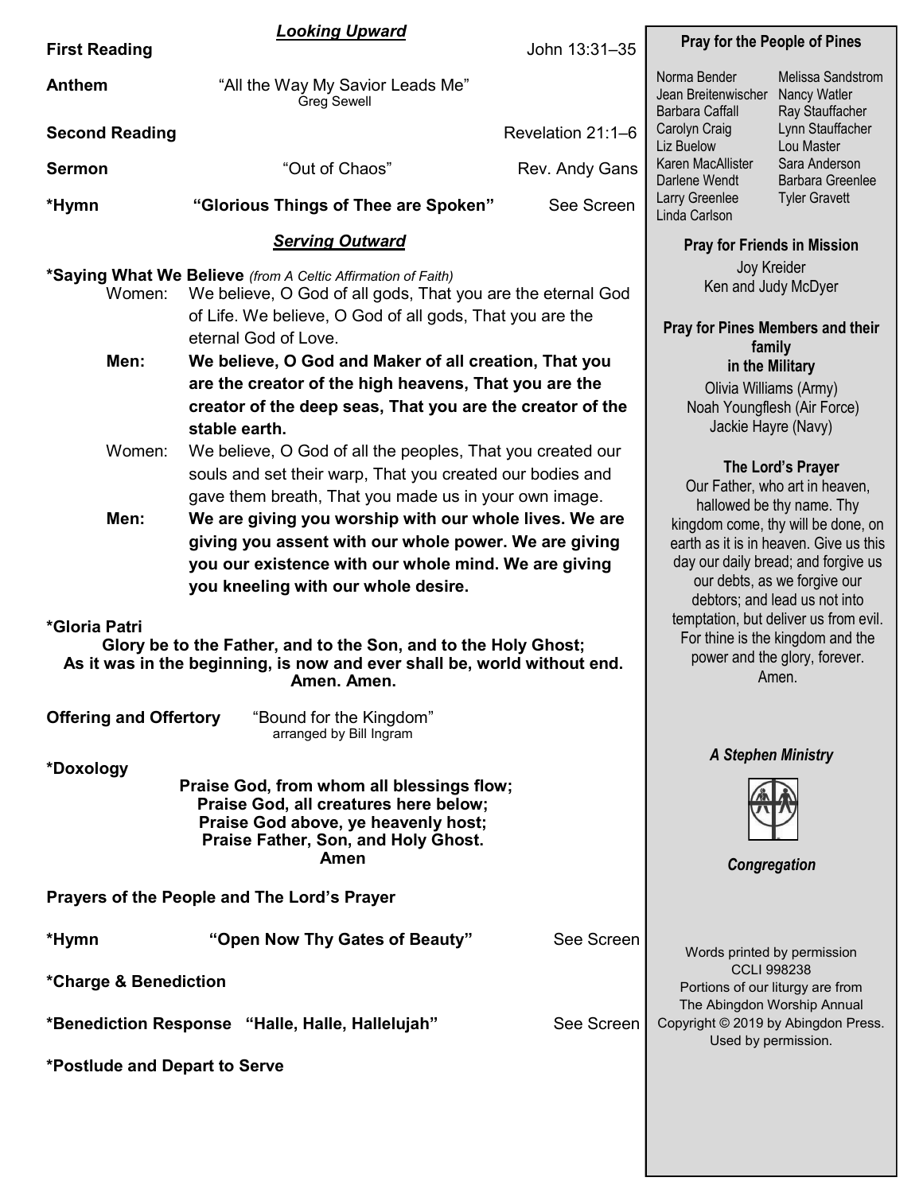### *Looking Upward*

**First Reading** John 13:31–35

**Anthem** "All the Way My Savior Leads Me"
Greg Sewell

**Second Reading** Revelation 21:1–6

**Sermon** "Out of Chaos" Rev. Andy Gans

***Hymn** **"Glorious Things of Thee are Spoken"** See Screen

### *Serving Outward*

***Saying What We Believe** *(from A Celtic Affirmation of Faith)*

Women: We believe, O God of all gods, That you are the eternal God of Life. We believe, O God of all gods, That you are the eternal God of Love.

**Men: We believe, O God and Maker of all creation, That you are the creator of the high heavens, That you are the creator of the deep seas, That you are the creator of the stable earth.**

Women: We believe, O God of all the peoples, That you created our souls and set their warp, That you created our bodies and gave them breath, That you made us in your own image.

**Men: We are giving you worship with our whole lives. We are giving you assent with our whole power. We are giving you our existence with our whole mind. We are giving you kneeling with our whole desire.**

***Gloria Patri**

**Glory be to the Father, and to the Son, and to the Holy Ghost;
As it was in the beginning, is now and ever shall be, world without end.
Amen. Amen.**

**Offering and Offertory** "Bound for the Kingdom"
arranged by Bill Ingram

***Doxology**

**Praise God, from whom all blessings flow;
Praise God, all creatures here below;
Praise God above, ye heavenly host;
Praise Father, Son, and Holy Ghost.
Amen**

**Prayers of the People and The Lord's Prayer**

***Hymn** **"Open Now Thy Gates of Beauty"** See Screen

***Charge & Benediction**

***Benediction Response "Halle, Halle, Hallelujah"** See Screen

***Postlude and Depart to Serve**

---

**Pray for the People of Pines**

Norma Bender
Jean Breitenwischer
Barbara Caffall
Carolyn Craig
Liz Buelow
Karen MacAllister
Darlene Wendt
Larry Greenlee
Linda Carlson
Melissa Sandstrom
Nancy Watler
Ray Stauffacher
Lynn Stauffacher
Lou Master
Sara Anderson
Barbara Greenlee
Tyler Gravett

**Pray for Friends in Mission**

Joy Kreider
Ken and Judy McDyer

**Pray for Pines Members and their family in the Military**

Olivia Williams (Army)
Noah Youngflesh (Air Force)
Jackie Hayre (Navy)

**The Lord's Prayer**

Our Father, who art in heaven, hallowed be thy name. Thy kingdom come, thy will be done, on earth as it is in heaven. Give us this day our daily bread; and forgive us our debts, as we forgive our debtors; and lead us not into temptation, but deliver us from evil. For thine is the kingdom and the power and the glory, forever. Amen.

***A Stephen Ministry***

***Congregation***

Words printed by permission
CCLI 998238
Portions of our liturgy are from
The Abingdon Worship Annual
Copyright © 2019 by Abingdon Press.
Used by permission.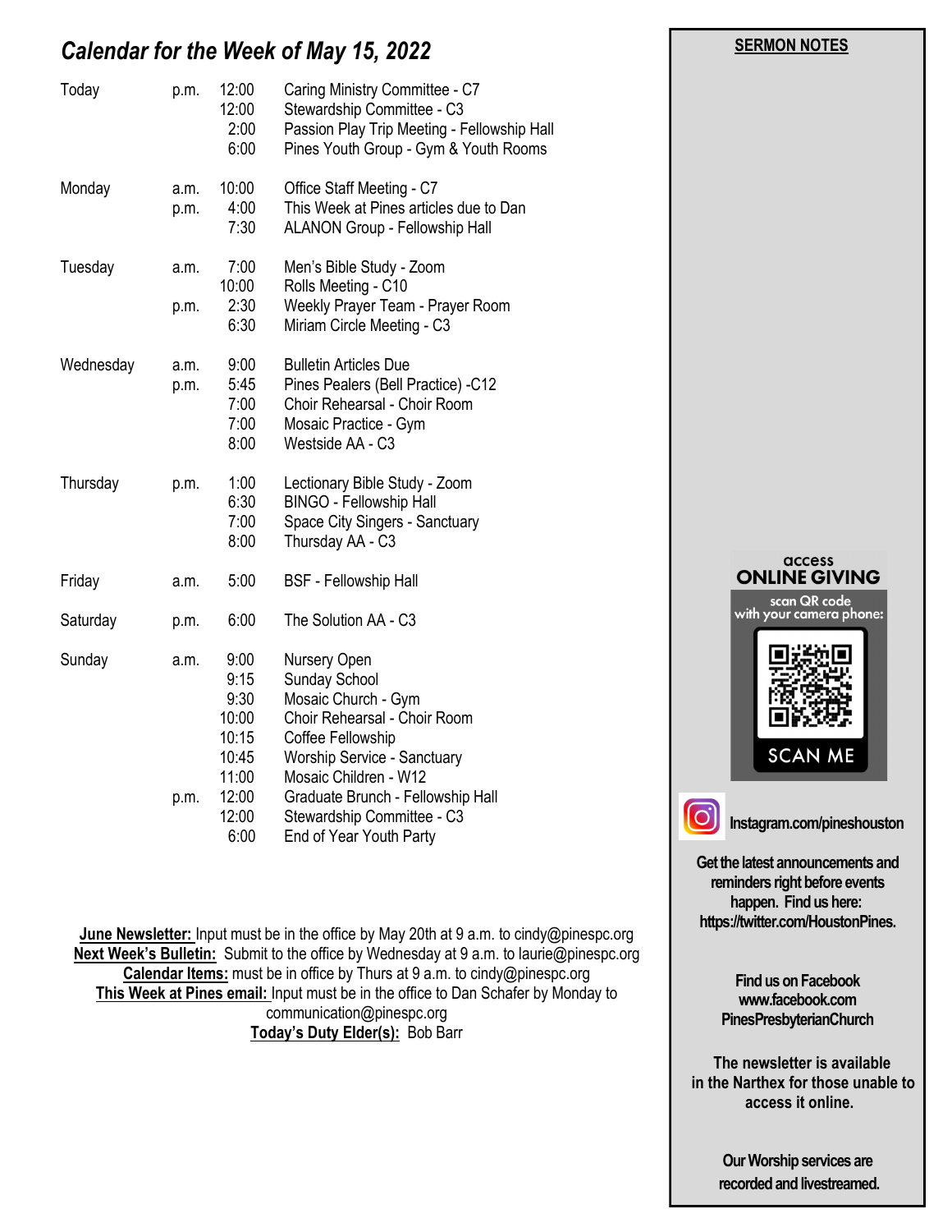## *Calendar for the Week of May 15, 2022*

| Day | | Time | Event |
|---|---|---|---|
| Today | p.m. | 12:00 | Caring Ministry Committee - C7 |
| | | 12:00 | Stewardship Committee - C3 |
| | | 2:00 | Passion Play Trip Meeting - Fellowship Hall |
| | | 6:00 | Pines Youth Group - Gym & Youth Rooms |
| Monday | a.m. | 10:00 | Office Staff Meeting - C7 |
| | p.m. | 4:00 | This Week at Pines articles due to Dan |
| | | 7:30 | ALANON Group - Fellowship Hall |
| Tuesday | a.m. | 7:00 | Men's Bible Study - Zoom |
| | | 10:00 | Rolls Meeting - C10 |
| | p.m. | 2:30 | Weekly Prayer Team - Prayer Room |
| | | 6:30 | Miriam Circle Meeting - C3 |
| Wednesday | a.m. | 9:00 | Bulletin Articles Due |
| | p.m. | 5:45 | Pines Pealers (Bell Practice) -C12 |
| | | 7:00 | Choir Rehearsal - Choir Room |
| | | 7:00 | Mosaic Practice - Gym |
| | | 8:00 | Westside AA - C3 |
| Thursday | p.m. | 1:00 | Lectionary Bible Study - Zoom |
| | | 6:30 | BINGO - Fellowship Hall |
| | | 7:00 | Space City Singers - Sanctuary |
| | | 8:00 | Thursday AA - C3 |
| Friday | a.m. | 5:00 | BSF - Fellowship Hall |
| Saturday | p.m. | 6:00 | The Solution AA - C3 |
| Sunday | a.m. | 9:00 | Nursery Open |
| | | 9:15 | Sunday School |
| | | 9:30 | Mosaic Church - Gym |
| | | 10:00 | Choir Rehearsal - Choir Room |
| | | 10:15 | Coffee Fellowship |
| | | 10:45 | Worship Service - Sanctuary |
| | | 11:00 | Mosaic Children - W12 |
| | p.m. | 12:00 | Graduate Brunch - Fellowship Hall |
| | | 12:00 | Stewardship Committee - C3 |
| | | 6:00 | End of Year Youth Party |

**June Newsletter:** Input must be in the office by May 20th at 9 a.m. to cindy@pinespc.org
**Next Week's Bulletin:** Submit to the office by Wednesday at 9 a.m. to laurie@pinespc.org
**Calendar Items:** must be in office by Thurs at 9 a.m. to cindy@pinespc.org
**This Week at Pines email:** Input must be in the office to Dan Schafer by Monday to communication@pinespc.org
**Today's Duty Elder(s):** Bob Barr

**SERMON NOTES**

access
**ONLINE GIVING**
scan QR code with your camera phone:
SCAN ME

**Instagram.com/pineshouston**

**Get the latest announcements and reminders right before events happen. Find us here: https://twitter.com/HoustonPines.**

**Find us on Facebook www.facebook.com PinesPresbyterianChurch**

**The newsletter is available in the Narthex for those unable to access it online.**

**Our Worship services are recorded and livestreamed.**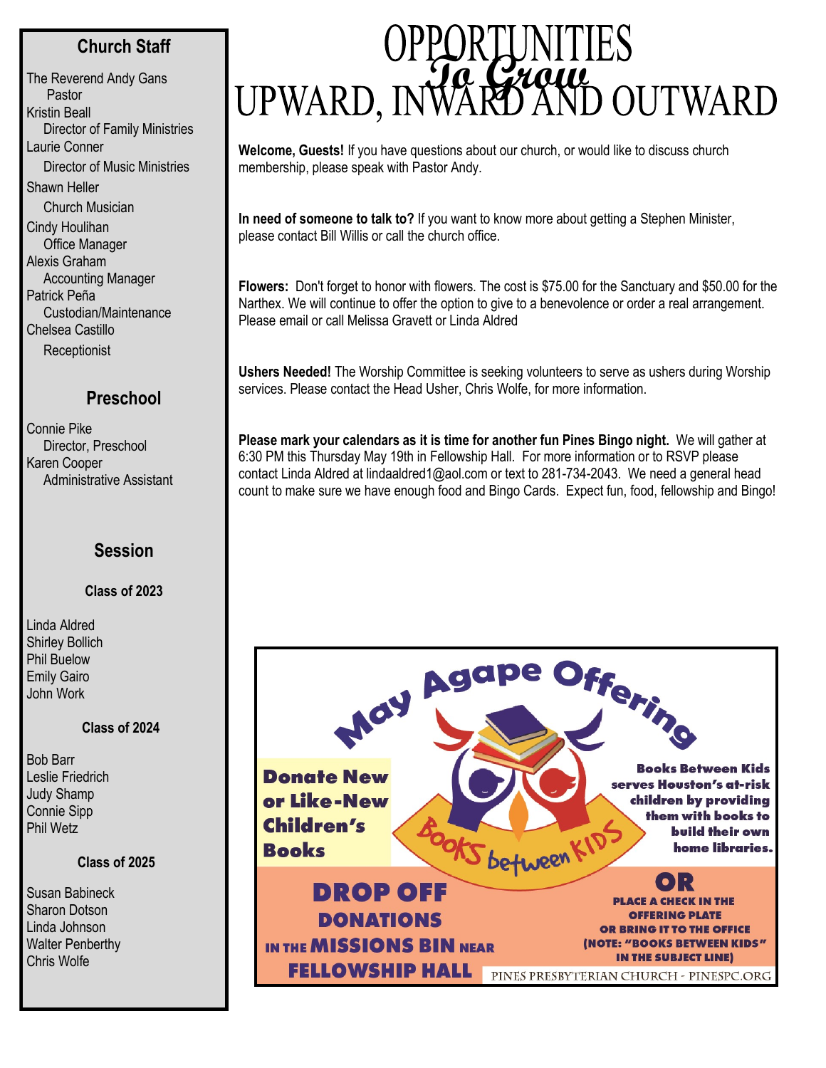# OPPORTUNITIES *To Grow* UPWARD, INWARD AND OUTWARD

**Welcome, Guests!** If you have questions about our church, or would like to discuss church membership, please speak with Pastor Andy.

**In need of someone to talk to?** If you want to know more about getting a Stephen Minister, please contact Bill Willis or call the church office.

**Flowers:** Don't forget to honor with flowers. The cost is $75.00 for the Sanctuary and $50.00 for the Narthex. We will continue to offer the option to give to a benevolence or order a real arrangement. Please email or call Melissa Gravett or Linda Aldred

**Ushers Needed!** The Worship Committee is seeking volunteers to serve as ushers during Worship services. Please contact the Head Usher, Chris Wolfe, for more information.

**Please mark your calendars as it is time for another fun Pines Bingo night.** We will gather at 6:30 PM this Thursday May 19th in Fellowship Hall. For more information or to RSVP please contact Linda Aldred at lindaaldred1@aol.com or text to 281-734-2043. We need a general head count to make sure we have enough food and Bingo Cards. Expect fun, food, fellowship and Bingo!

## May Agape Offering

**Donate New or Like-New Children's Books**

Books between KIDS

**Books Between Kids serves Houston's at-risk children by providing them with books to build their own home libraries.**

**DROP OFF DONATIONS IN THE MISSIONS BIN NEAR FELLOWSHIP HALL**

**OR**

**PLACE A CHECK IN THE OFFERING PLATE OR BRING IT TO THE OFFICE (NOTE: "BOOKS BETWEEN KIDS" IN THE SUBJECT LINE)**

PINES PRESBYTERIAN CHURCH - PINESPC.ORG

## Church Staff

The Reverend Andy Gans
Pastor
Kristin Beall
Director of Family Ministries
Laurie Conner
Director of Music Ministries
Shawn Heller
Church Musician
Cindy Houlihan
Office Manager
Alexis Graham
Accounting Manager
Patrick Peña
Custodian/Maintenance
Chelsea Castillo
Receptionist

## Preschool

Connie Pike
Director, Preschool
Karen Cooper
Administrative Assistant

## Session

### Class of 2023

Linda Aldred
Shirley Bollich
Phil Buelow
Emily Gairo
John Work

### Class of 2024

Bob Barr
Leslie Friedrich
Judy Shamp
Connie Sipp
Phil Wetz

### Class of 2025

Susan Babineck
Sharon Dotson
Linda Johnson
Walter Penberthy
Chris Wolfe